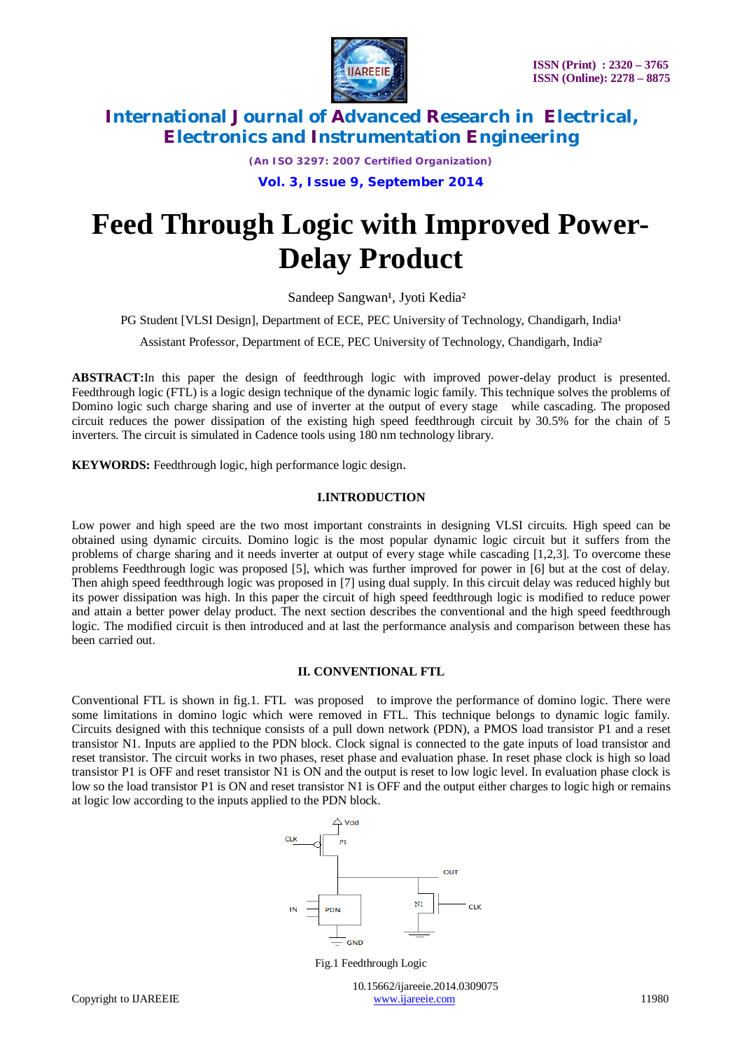# Feed Through Logic with Improved Power-Delay Product

Sandeep Sangwan[1], Jyoti Kedia[2]

PG Student [VLSI Design], Department of ECE, PEC University of Technology, Chandigarh, India[1]

Assistant Professor, Department of ECE, PEC University of Technology, Chandigarh, India[2]

**ABSTRACT:**In this paper the design of feedthrough logic with improved power-delay product is presented. Feedthrough logic (FTL) is a logic design technique of the dynamic logic family. This technique solves the problems of Domino logic such charge sharing and use of inverter at the output of every stage while cascading. The proposed circuit reduces the power dissipation of the existing high speed feedthrough circuit by 30.5% for the chain of 5 inverters. The circuit is simulated in Cadence tools using 180 nm technology library.

**KEYWORDS:** Feedthrough logic, high performance logic design.

## I.INTRODUCTION

Low power and high speed are the two most important constraints in designing VLSI circuits. High speed can be obtained using dynamic circuits. Domino logic is the most popular dynamic logic circuit but it suffers from the problems of charge sharing and it needs inverter at output of every stage while cascading [1,2,3]. To overcome these problems Feedthrough logic was proposed [5], which was further improved for power in [6] but at the cost of delay. Then ahigh speed feedthrough logic was proposed in [7] using dual supply. In this circuit delay was reduced highly but its power dissipation was high. In this paper the circuit of high speed feedthrough logic is modified to reduce power and attain a better power delay product. The next section describes the conventional and the high speed feedthrough logic. The modified circuit is then introduced and at last the performance analysis and comparison between these has been carried out.

## II. CONVENTIONAL FTL

Conventional FTL is shown in fig.1. FTL was proposed to improve the performance of domino logic. There were some limitations in domino logic which were removed in FTL. This technique belongs to dynamic logic family. Circuits designed with this technique consists of a pull down network (PDN), a PMOS load transistor P1 and a reset transistor N1. Inputs are applied to the PDN block. Clock signal is connected to the gate inputs of load transistor and reset transistor. The circuit works in two phases, reset phase and evaluation phase. In reset phase clock is high so load transistor P1 is OFF and reset transistor N1 is ON and the output is reset to low logic level. In evaluation phase clock is low so the load transistor P1 is ON and reset transistor N1 is OFF and the output either charges to logic high or remains at logic low according to the inputs applied to the PDN block.

Fig.1 Feedthrough Logic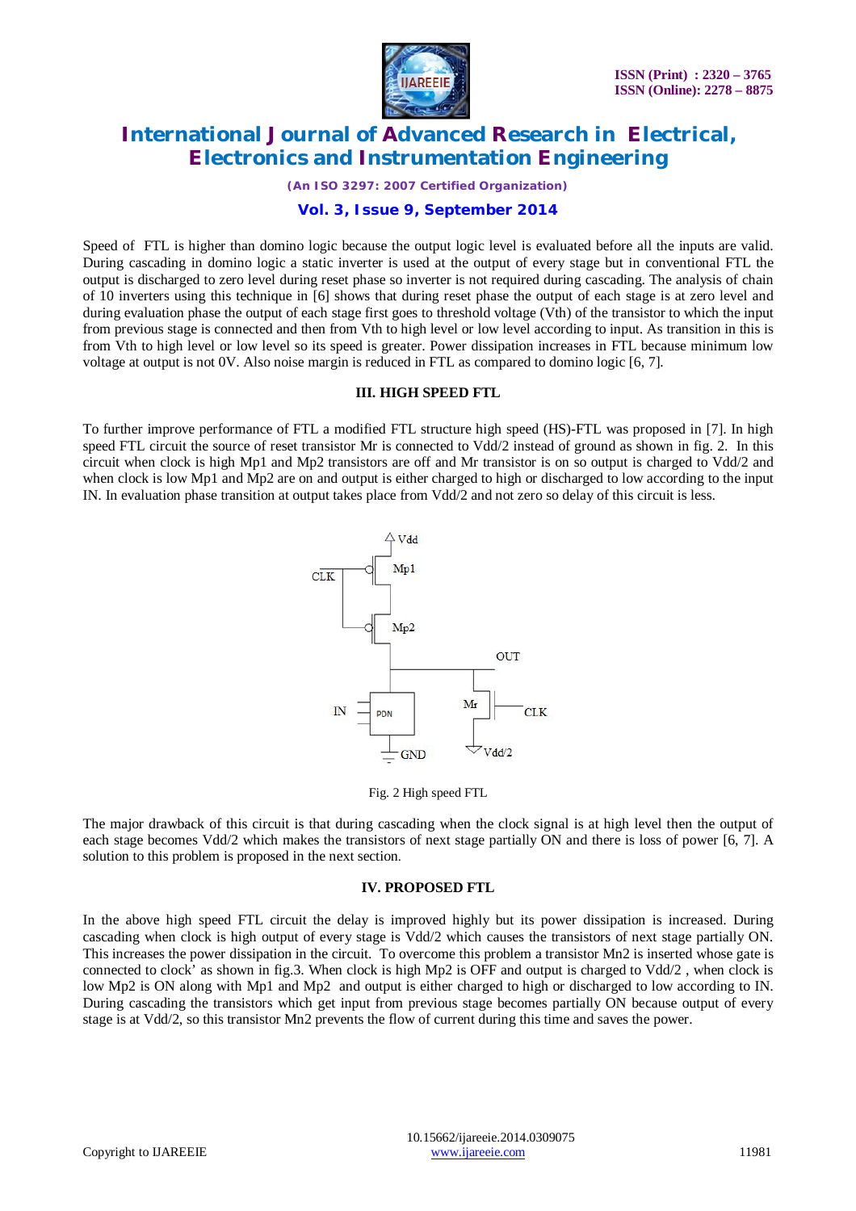Speed of FTL is higher than domino logic because the output logic level is evaluated before all the inputs are valid. During cascading in domino logic a static inverter is used at the output of every stage but in conventional FTL the output is discharged to zero level during reset phase so inverter is not required during cascading. The analysis of chain of 10 inverters using this technique in [6] shows that during reset phase the output of each stage is at zero level and during evaluation phase the output of each stage first goes to threshold voltage (Vth) of the transistor to which the input from previous stage is connected and then from Vth to high level or low level according to input. As transition in this is from Vth to high level or low level so its speed is greater. Power dissipation increases in FTL because minimum low voltage at output is not 0V. Also noise margin is reduced in FTL as compared to domino logic [6, 7].

### III. HIGH SPEED FTL

To further improve performance of FTL a modified FTL structure high speed (HS)-FTL was proposed in [7]. In high speed FTL circuit the source of reset transistor Mr is connected to Vdd/2 instead of ground as shown in fig. 2. In this circuit when clock is high Mp1 and Mp2 transistors are off and Mr transistor is on so output is charged to Vdd/2 and when clock is low Mp1 and Mp2 are on and output is either charged to high or discharged to low according to the input IN. In evaluation phase transition at output takes place from Vdd/2 and not zero so delay of this circuit is less.

Fig. 2 High speed FTL

The major drawback of this circuit is that during cascading when the clock signal is at high level then the output of each stage becomes Vdd/2 which makes the transistors of next stage partially ON and there is loss of power [6, 7]. A solution to this problem is proposed in the next section.

### IV. PROPOSED FTL

In the above high speed FTL circuit the delay is improved highly but its power dissipation is increased. During cascading when clock is high output of every stage is Vdd/2 which causes the transistors of next stage partially ON. This increases the power dissipation in the circuit. To overcome this problem a transistor Mn2 is inserted whose gate is connected to clock' as shown in fig.3. When clock is high Mp2 is OFF and output is charged to Vdd/2 , when clock is low Mp2 is ON along with Mp1 and Mp2 and output is either charged to high or discharged to low according to IN. During cascading the transistors which get input from previous stage becomes partially ON because output of every stage is at Vdd/2, so this transistor Mn2 prevents the flow of current during this time and saves the power.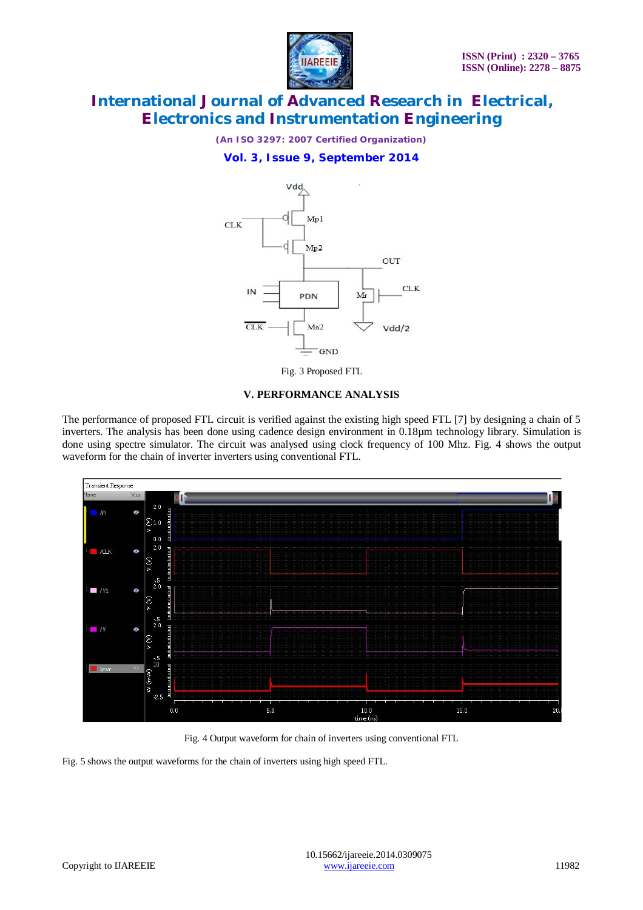Fig. 3 Proposed FTL

## V. PERFORMANCE ANALYSIS

The performance of proposed FTL circuit is verified against the existing high speed FTL [7] by designing a chain of 5 inverters. The analysis has been done using cadence design environment in 0.18µm technology library. Simulation is done using spectre simulator. The circuit was analysed using clock frequency of 100 Mhz. Fig. 4 shows the output waveform for the chain of inverter inverters using conventional FTL.

Fig. 4 Output waveform for chain of inverters using conventional FTL

Fig. 5 shows the output waveforms for the chain of inverters using high speed FTL.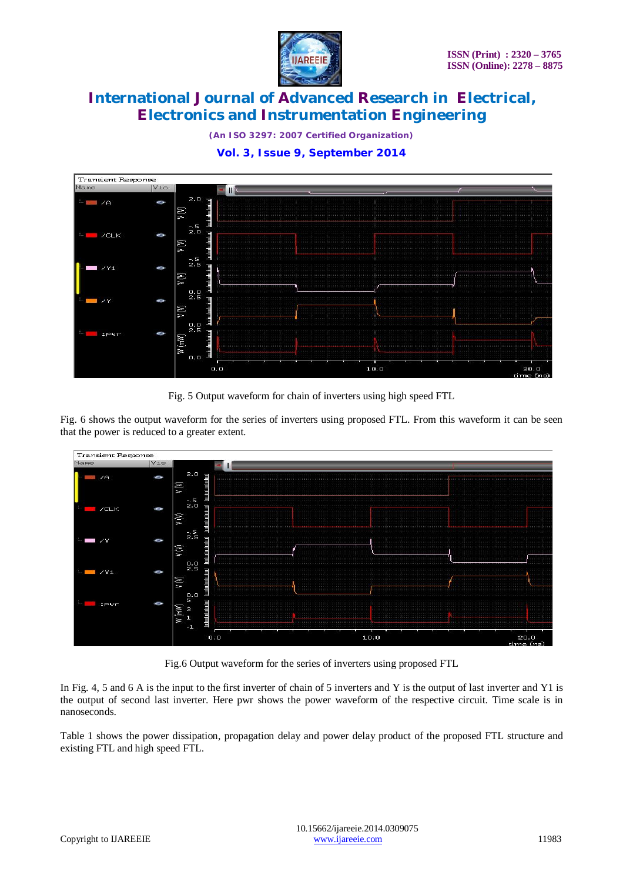Fig. 5 Output waveform for chain of inverters using high speed FTL

Fig. 6 shows the output waveform for the series of inverters using proposed FTL. From this waveform it can be seen that the power is reduced to a greater extent.

Fig.6 Output waveform for the series of inverters using proposed FTL

In Fig. 4, 5 and 6 A is the input to the first inverter of chain of 5 inverters and Y is the output of last inverter and Y1 is the output of second last inverter. Here pwr shows the power waveform of the respective circuit. Time scale is in nanoseconds.

Table 1 shows the power dissipation, propagation delay and power delay product of the proposed FTL structure and existing FTL and high speed FTL.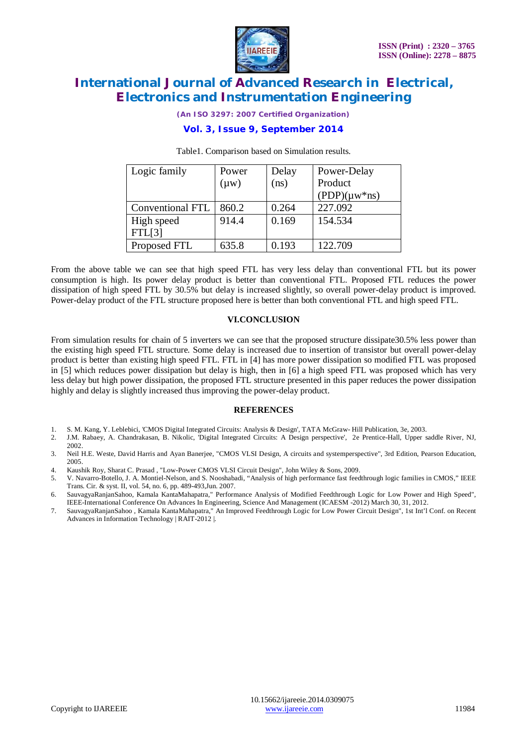Table1. Comparison based on Simulation results.

| Logic family | Power (μw) | Delay (ns) | Power-Delay Product (PDP)(μw*ns) |
|---|---|---|---|
| Conventional FTL | 860.2 | 0.264 | 227.092 |
| High speed FTL[3] | 914.4 | 0.169 | 154.534 |
| Proposed FTL | 635.8 | 0.193 | 122.709 |

From the above table we can see that high speed FTL has very less delay than conventional FTL but its power consumption is high. Its power delay product is better than conventional FTL. Proposed FTL reduces the power dissipation of high speed FTL by 30.5% but delay is increased slightly, so overall power-delay product is improved. Power-delay product of the FTL structure proposed here is better than both conventional FTL and high speed FTL.

## VI.CONCLUSION

From simulation results for chain of 5 inverters we can see that the proposed structure dissipate30.5% less power than the existing high speed FTL structure. Some delay is increased due to insertion of transistor but overall power-delay product is better than existing high speed FTL. FTL in [4] has more power dissipation so modified FTL was proposed in [5] which reduces power dissipation but delay is high, then in [6] a high speed FTL was proposed which has very less delay but high power dissipation, the proposed FTL structure presented in this paper reduces the power dissipation highly and delay is slightly increased thus improving the power-delay product.

## REFERENCES

1. S. M. Kang, Y. Leblebici, 'CMOS Digital Integrated Circuits: Analysis & Design', TATA McGraw- Hill Publication, 3e, 2003.
2. J.M. Rabaey, A. Chandrakasan, B. Nikolic, 'Digital Integrated Circuits: A Design perspective', 2e Prentice-Hall, Upper saddle River, NJ, 2002.
3. Neil H.E. Weste, David Harris and Ayan Banerjee, "CMOS VLSI Design, A circuits and systemperspective", 3rd Edition, Pearson Education, 2005.
4. Kaushik Roy, Sharat C. Prasad , "Low-Power CMOS VLSI Circuit Design", John Wiley & Sons, 2009.
5. V. Navarro-Botello, J. A. Montiel-Nelson, and S. Nooshabadi, "Analysis of high performance fast feedthrough logic families in CMOS," IEEE Trans. Cir. & syst. II, vol. 54, no. 6, pp. 489-493,Jun. 2007.
6. SauvagyaRanjanSahoo, Kamala KantaMahapatra," Performance Analysis of Modified Feedthrough Logic for Low Power and High Speed", IEEE-International Conference On Advances In Engineering, Science And Management (ICAESM -2012) March 30, 31, 2012.
7. SauvagyaRanjanSahoo , Kamala KantaMahapatra," An Improved Feedthrough Logic for Low Power Circuit Design", 1st Int'l Conf. on Recent Advances in Information Technology | RAIT-2012 |.